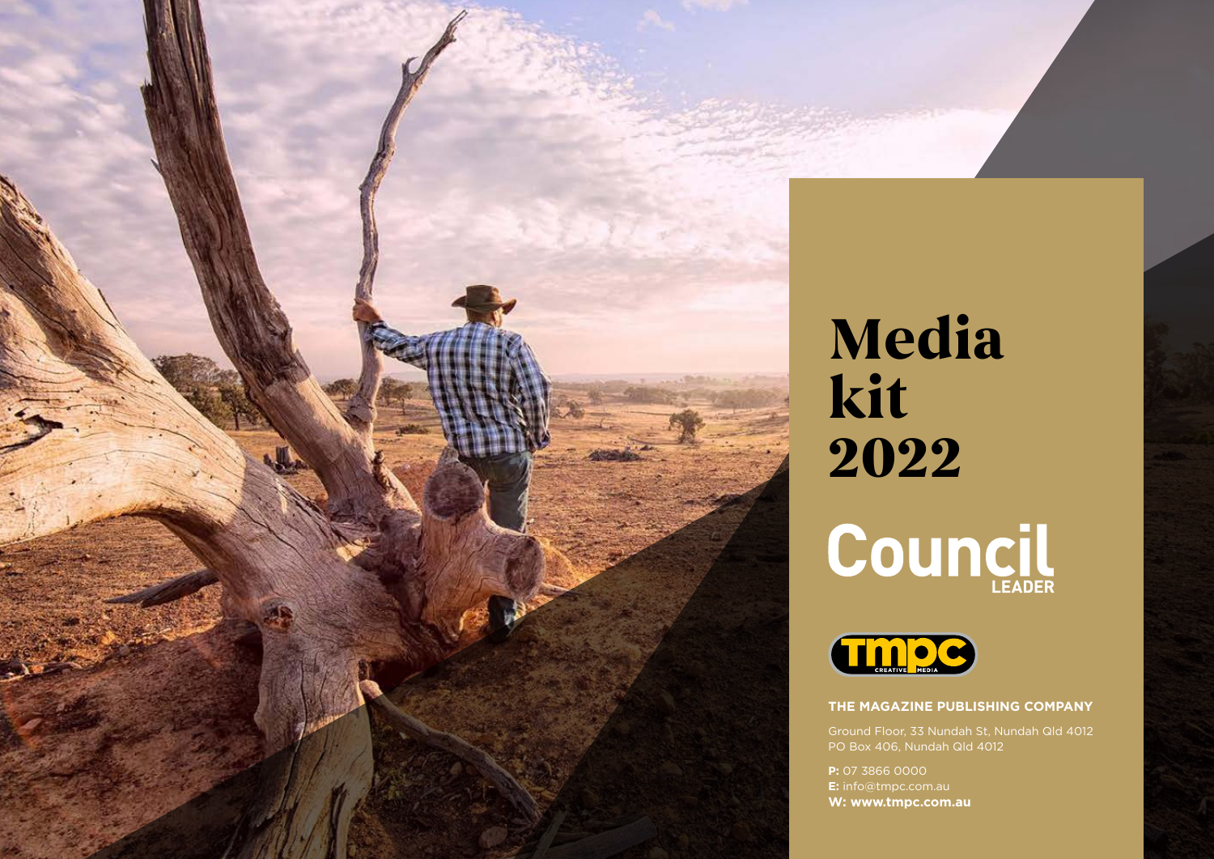# Media kit 2022

Council LEADER

TMPC CREATIVE MEDIA

**THE MAGAZINE PUBLISHING COMPANY**

Ground Floor, 33 Nundah St, Nundah Qld 4012
PO Box 406, Nundah Qld 4012

**P:** 07 3866 0000
**E:** info@tmpc.com.au
**W: www.tmpc.com.au**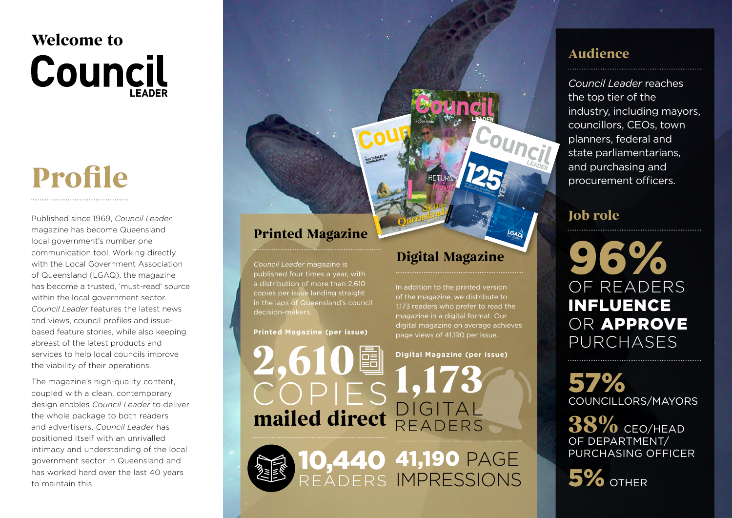# Welcome to Council LEADER

## Profile

Published since 1969, *Council Leader* magazine has become Queensland local government's number one communication tool. Working directly with the Local Government Association of Queensland (LGAQ), the magazine has become a trusted, 'must-read' source within the local government sector. *Council Leader* features the latest news and views, council profiles and issue-based feature stories, while also keeping abreast of the latest products and services to help local councils improve the viability of their operations.

The magazine's high-quality content, coupled with a clean, contemporary design enables *Council Leader* to deliver the whole package to both readers and advertisers. *Council Leader* has positioned itself with an unrivalled intimacy and understanding of the local government sector in Queensland and has worked hard over the last 40 years to maintain this.

## Printed Magazine

*Council Leader* magazine is published four times a year, with a distribution of more than 2,610 copies per issue landing straight in the laps of Queensland's council decision-makers.

**Printed Magazine (per issue)**

**2,610** COPIES **mailed direct**

## Digital Magazine

In addition to the printed version of the magazine, we distribute to 1,173 readers who prefer to read the magazine in a digital format. Our digital magazine on average achieves page views of 41,190 per issue.

**Digital Magazine (per issue)**

**1,173** DIGITAL READERS

**10,440** READERS

**41,190** PAGE IMPRESSIONS

## Audience

*Council Leader* reaches the top tier of the industry, including mayors, councillors, CEOs, town planners, federal and state parliamentarians, and purchasing and procurement officers.

## Job role

**96%** OF READERS **INFLUENCE** OR **APPROVE** PURCHASES

**57%** COUNCILLORS/MAYORS

**38%** CEO/HEAD OF DEPARTMENT/ PURCHASING OFFICER

**5%** OTHER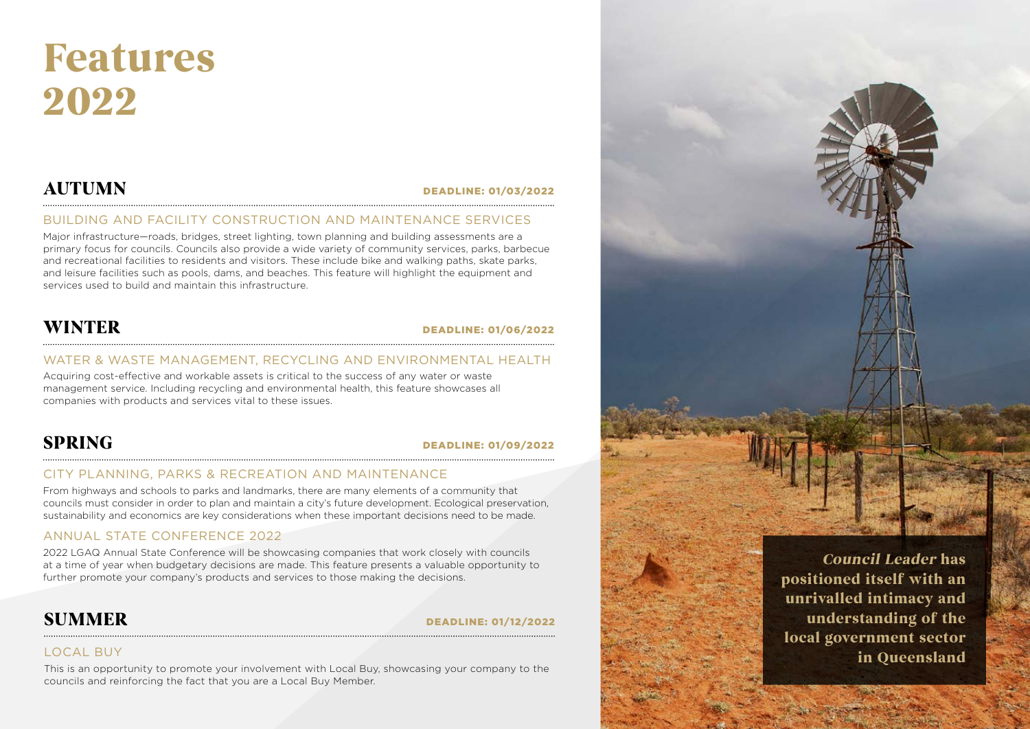# Features 2022

## AUTUMN

**DEADLINE: 01/03/2022**

### BUILDING AND FACILITY CONSTRUCTION AND MAINTENANCE SERVICES

Major infrastructure—roads, bridges, street lighting, town planning and building assessments are a primary focus for councils. Councils also provide a wide variety of community services, parks, barbecue and recreational facilities to residents and visitors. These include bike and walking paths, skate parks, and leisure facilities such as pools, dams, and beaches. This feature will highlight the equipment and services used to build and maintain this infrastructure.

## WINTER

**DEADLINE: 01/06/2022**

### WATER & WASTE MANAGEMENT, RECYCLING AND ENVIRONMENTAL HEALTH

Acquiring cost-effective and workable assets is critical to the success of any water or waste management service. Including recycling and environmental health, this feature showcases all companies with products and services vital to these issues.

## SPRING

**DEADLINE: 01/09/2022**

### CITY PLANNING, PARKS & RECREATION AND MAINTENANCE

From highways and schools to parks and landmarks, there are many elements of a community that councils must consider in order to plan and maintain a city's future development. Ecological preservation, sustainability and economics are key considerations when these important decisions need to be made.

### ANNUAL STATE CONFERENCE 2022

2022 LGAQ Annual State Conference will be showcasing companies that work closely with councils at a time of year when budgetary decisions are made. This feature presents a valuable opportunity to further promote your company's products and services to those making the decisions.

## SUMMER

**DEADLINE: 01/12/2022**

### LOCAL BUY

This is an opportunity to promote your involvement with Local Buy, showcasing your company to the councils and reinforcing the fact that you are a Local Buy Member.

***Council Leader* has positioned itself with an unrivalled intimacy and understanding of the local government sector in Queensland**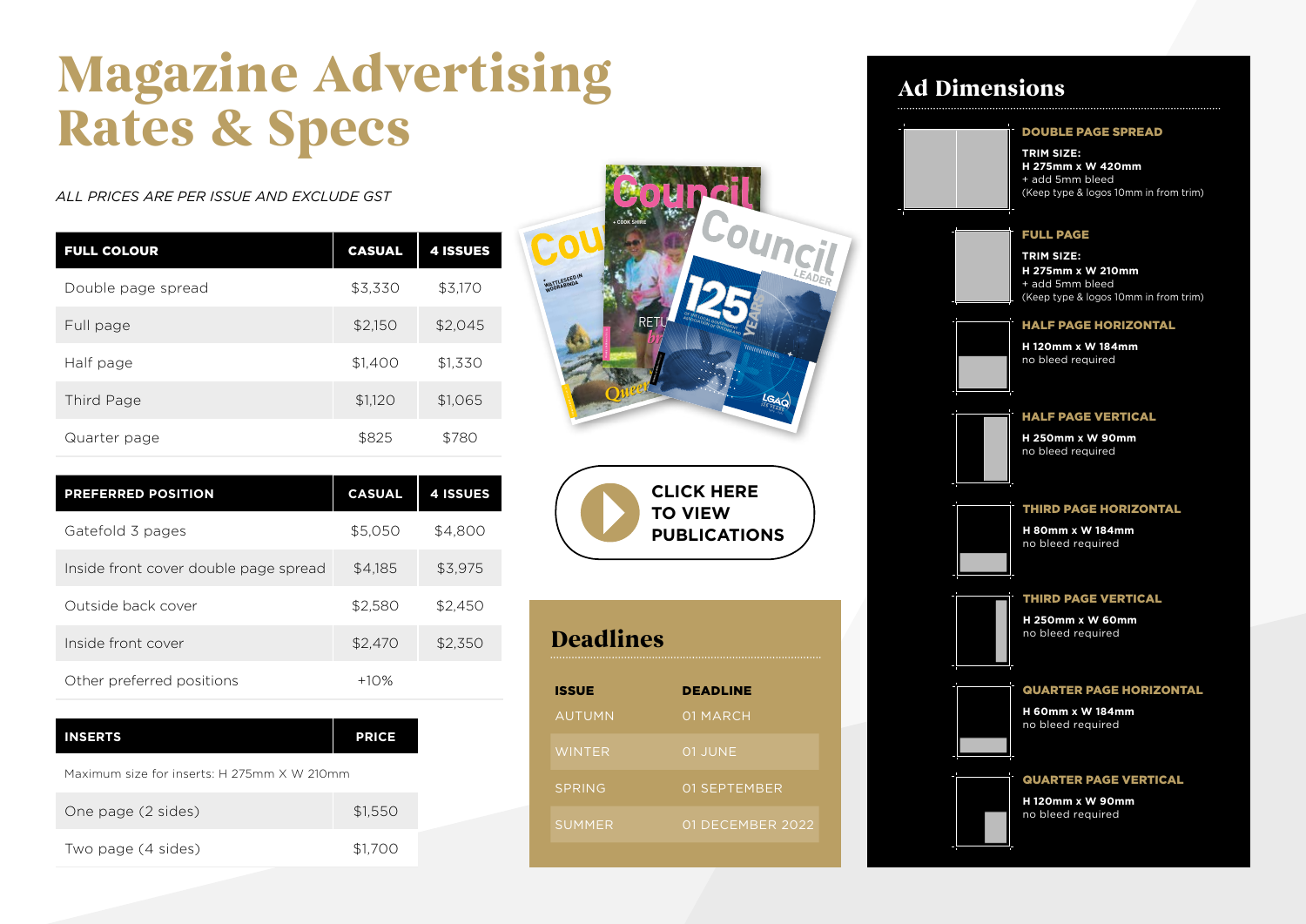# Magazine Advertising Rates & Specs

*ALL PRICES ARE PER ISSUE AND EXCLUDE GST*

| FULL COLOUR | CASUAL | 4 ISSUES |
|---|---|---|
| Double page spread | $3,330 | $3,170 |
| Full page | $2,150 | $2,045 |
| Half page | $1,400 | $1,330 |
| Third Page | $1,120 | $1,065 |
| Quarter page | $825 | $780 |

| PREFERRED POSITION | CASUAL | 4 ISSUES |
|---|---|---|
| Gatefold 3 pages | $5,050 | $4,800 |
| Inside front cover double page spread | $4,185 | $3,975 |
| Outside back cover | $2,580 | $2,450 |
| Inside front cover | $2,470 | $2,350 |
| Other preferred positions | +10% | |

| INSERTS | PRICE |
|---|---|
| Maximum size for inserts: H 275mm X W 210mm | |
| One page (2 sides) | $1,550 |
| Two page (4 sides) | $1,700 |

**CLICK HERE TO VIEW PUBLICATIONS**

## Deadlines

| ISSUE | DEADLINE |
|---|---|
| AUTUMN | 01 MARCH |
| WINTER | 01 JUNE |
| SPRING | 01 SEPTEMBER |
| SUMMER | 01 DECEMBER 2022 |

## Ad Dimensions

**DOUBLE PAGE SPREAD**
**TRIM SIZE:**
**H 275mm x W 420mm**
+ add 5mm bleed
(Keep type & logos 10mm in from trim)

**FULL PAGE**
**TRIM SIZE:**
**H 275mm x W 210mm**
+ add 5mm bleed
(Keep type & logos 10mm in from trim)

**HALF PAGE HORIZONTAL**
**H 120mm x W 184mm**
no bleed required

**HALF PAGE VERTICAL**
**H 250mm x W 90mm**
no bleed required

**THIRD PAGE HORIZONTAL**
**H 80mm x W 184mm**
no bleed required

**THIRD PAGE VERTICAL**
**H 250mm x W 60mm**
no bleed required

**QUARTER PAGE HORIZONTAL**
**H 60mm x W 184mm**
no bleed required

**QUARTER PAGE VERTICAL**
**H 120mm x W 90mm**
no bleed required